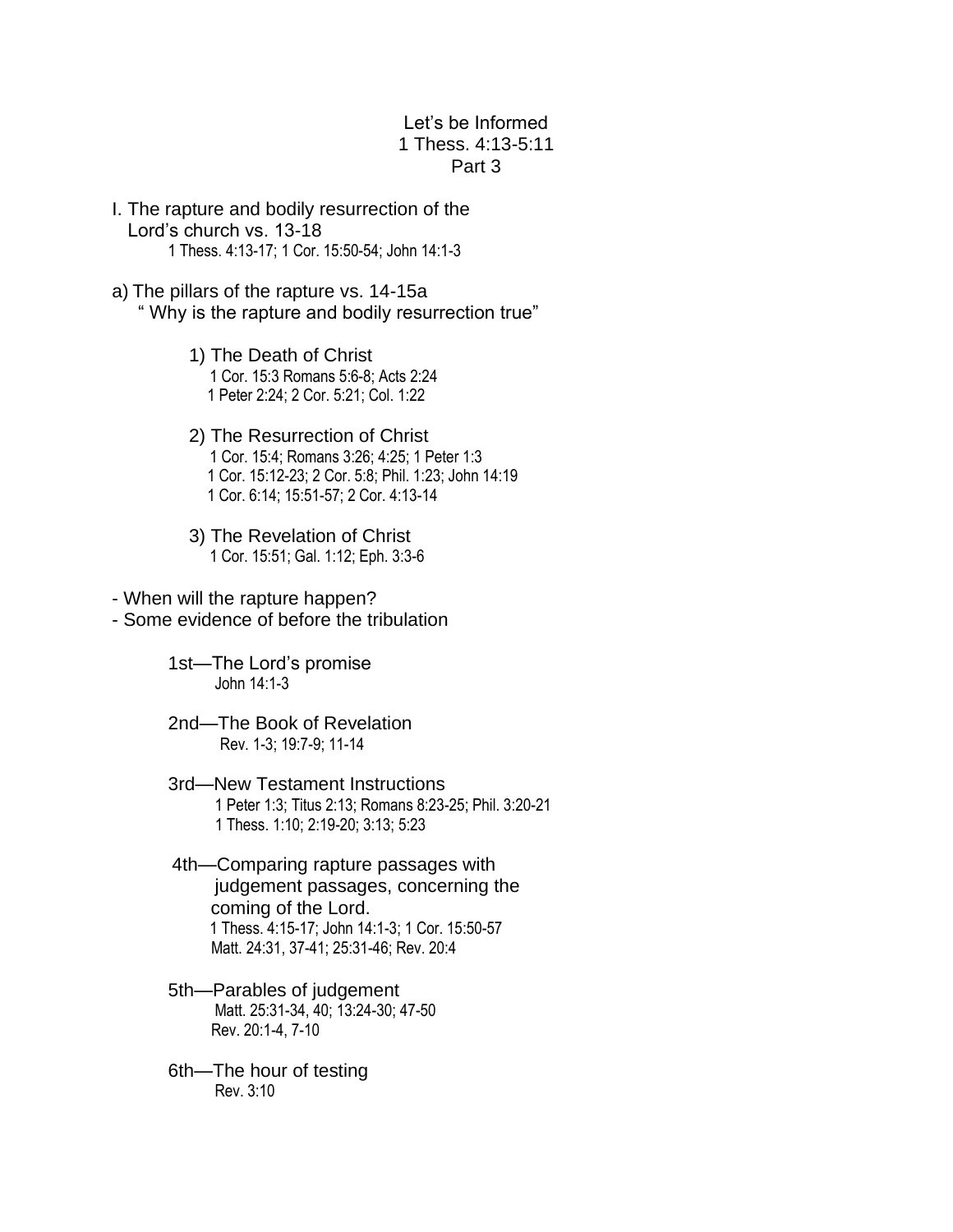# Let's be Informed
## 1 Thess. 4:13-5:11
## Part 3

I. The rapture and bodily resurrection of the Lord's church vs. 13-18

1 Thess. 4:13-17; 1 Cor. 15:50-54; John 14:1-3

a) The pillars of the rapture vs. 14-15a

" Why is the rapture and bodily resurrection true"

1) The Death of Christ
   1 Cor. 15:3 Romans 5:6-8; Acts 2:24
   1 Peter 2:24; 2 Cor. 5:21; Col. 1:22

2) The Resurrection of Christ
   1 Cor. 15:4; Romans 3:26; 4:25; 1 Peter 1:3
   1 Cor. 15:12-23; 2 Cor. 5:8; Phil. 1:23; John 14:19
   1 Cor. 6:14; 15:51-57; 2 Cor. 4:13-14

3) The Revelation of Christ
   1 Cor. 15:51; Gal. 1:12; Eph. 3:3-6

- When will the rapture happen?
- Some evidence of before the tribulation

1st—The Lord's promise
John 14:1-3

2nd—The Book of Revelation
Rev. 1-3; 19:7-9; 11-14

3rd—New Testament Instructions
1 Peter 1:3; Titus 2:13; Romans 8:23-25; Phil. 3:20-21
1 Thess. 1:10; 2:19-20; 3:13; 5:23

4th—Comparing rapture passages with judgement passages, concerning the coming of the Lord.
1 Thess. 4:15-17; John 14:1-3; 1 Cor. 15:50-57
Matt. 24:31, 37-41; 25:31-46; Rev. 20:4

5th—Parables of judgement
Matt. 25:31-34, 40; 13:24-30; 47-50
Rev. 20:1-4, 7-10

6th—The hour of testing
Rev. 3:10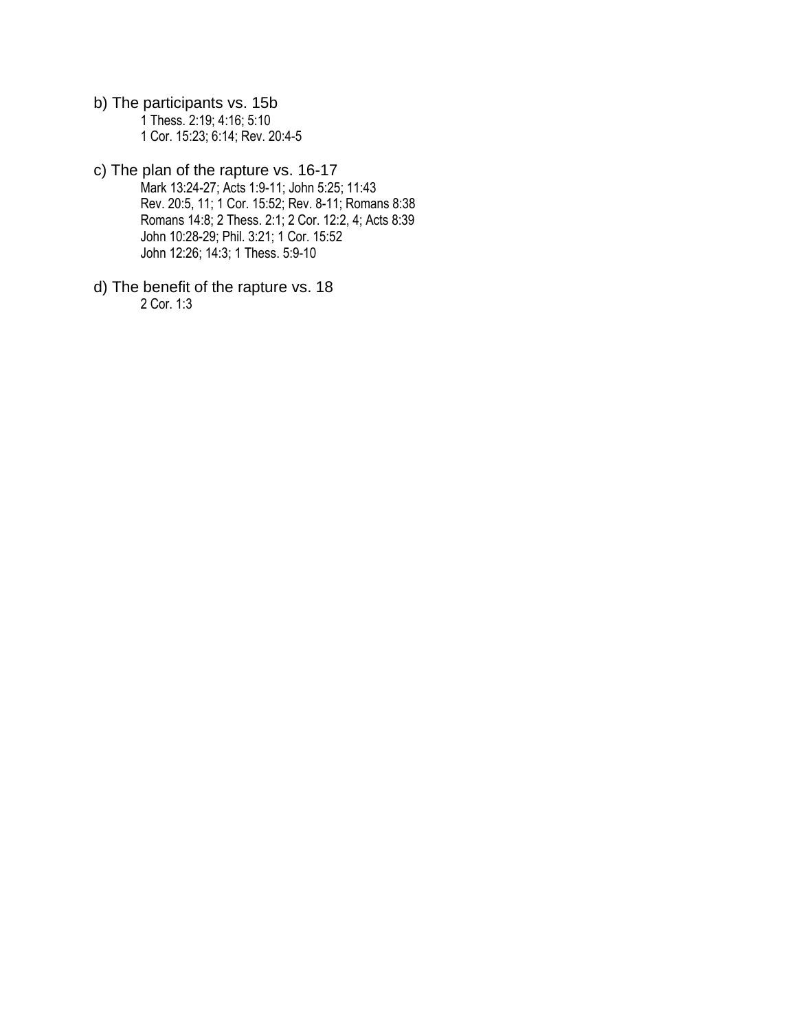b) The participants vs. 15b

1 Thess. 2:19; 4:16; 5:10
1 Cor. 15:23; 6:14; Rev. 20:4-5

c) The plan of the rapture vs. 16-17

Mark 13:24-27; Acts 1:9-11; John 5:25; 11:43
Rev. 20:5, 11; 1 Cor. 15:52; Rev. 8-11; Romans 8:38
Romans 14:8; 2 Thess. 2:1; 2 Cor. 12:2, 4; Acts 8:39
John 10:28-29; Phil. 3:21; 1 Cor. 15:52
John 12:26; 14:3; 1 Thess. 5:9-10

d) The benefit of the rapture vs. 18

2 Cor. 1:3